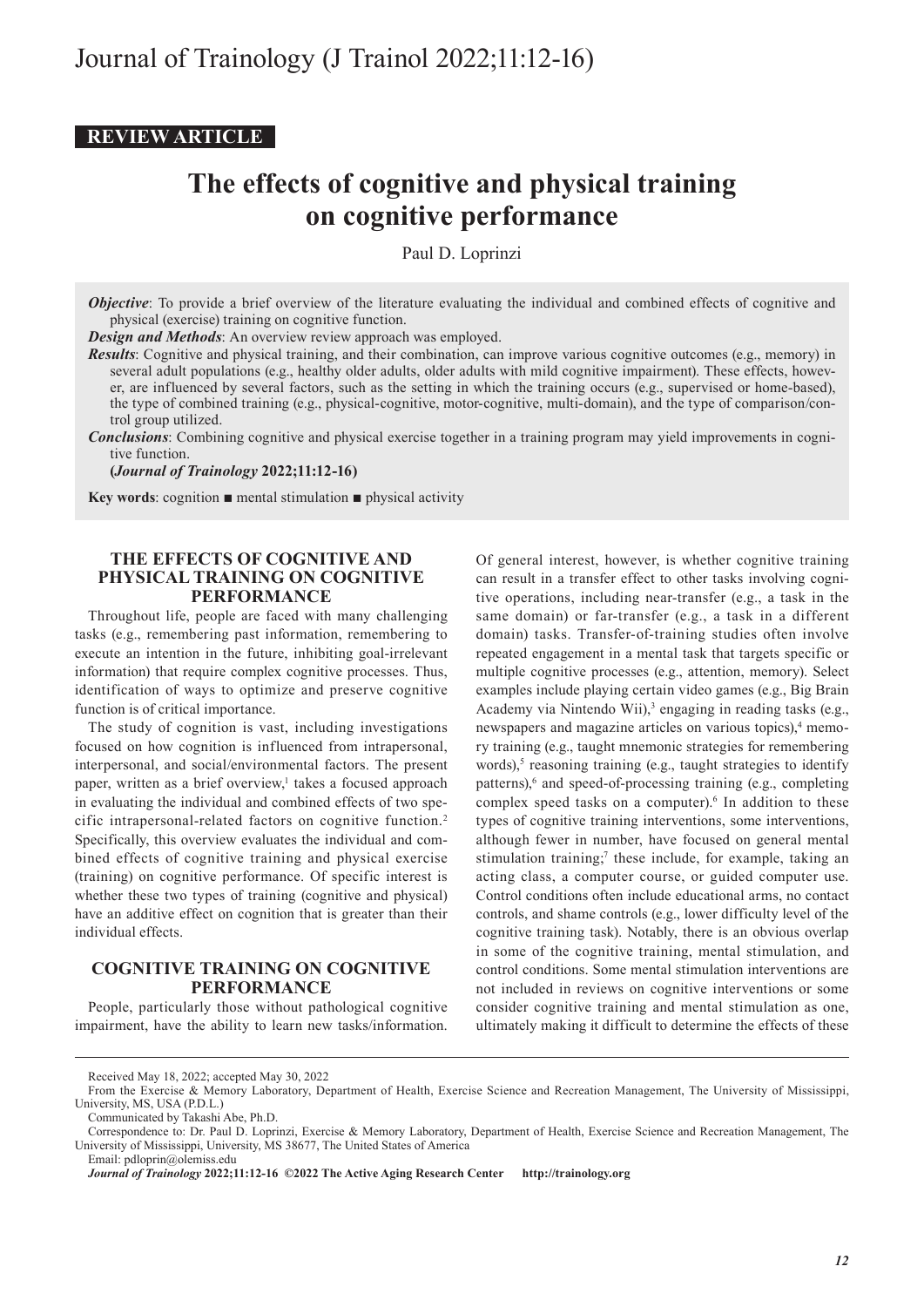REVIEW ARTICLE

# The effects of cognitive and physical training on cognitive performance

Paul D. Loprinzi

***Objective***: To provide a brief overview of the literature evaluating the individual and combined effects of cognitive and physical (exercise) training on cognitive function.

***Design and Methods***: An overview review approach was employed.

***Results***: Cognitive and physical training, and their combination, can improve various cognitive outcomes (e.g., memory) in several adult populations (e.g., healthy older adults, older adults with mild cognitive impairment). These effects, however, are influenced by several factors, such as the setting in which the training occurs (e.g., supervised or home-based), the type of combined training (e.g., physical-cognitive, motor-cognitive, multi-domain), and the type of comparison/control group utilized.

***Conclusions***: Combining cognitive and physical exercise together in a training program may yield improvements in cognitive function.

**(*Journal of Trainology* 2022;11:12-16)**

**Key words**: cognition ■ mental stimulation ■ physical activity

## THE EFFECTS OF COGNITIVE AND PHYSICAL TRAINING ON COGNITIVE PERFORMANCE

Throughout life, people are faced with many challenging tasks (e.g., remembering past information, remembering to execute an intention in the future, inhibiting goal-irrelevant information) that require complex cognitive processes. Thus, identification of ways to optimize and preserve cognitive function is of critical importance.

The study of cognition is vast, including investigations focused on how cognition is influenced from intrapersonal, interpersonal, and social/environmental factors. The present paper, written as a brief overview,[1] takes a focused approach in evaluating the individual and combined effects of two specific intrapersonal-related factors on cognitive function.[2] Specifically, this overview evaluates the individual and combined effects of cognitive training and physical exercise (training) on cognitive performance. Of specific interest is whether these two types of training (cognitive and physical) have an additive effect on cognition that is greater than their individual effects.

## COGNITIVE TRAINING ON COGNITIVE PERFORMANCE

People, particularly those without pathological cognitive impairment, have the ability to learn new tasks/information. Of general interest, however, is whether cognitive training can result in a transfer effect to other tasks involving cognitive operations, including near-transfer (e.g., a task in the same domain) or far-transfer (e.g., a task in a different domain) tasks. Transfer-of-training studies often involve repeated engagement in a mental task that targets specific or multiple cognitive processes (e.g., attention, memory). Select examples include playing certain video games (e.g., Big Brain Academy via Nintendo Wii),[3] engaging in reading tasks (e.g., newspapers and magazine articles on various topics),[4] memory training (e.g., taught mnemonic strategies for remembering words),[5] reasoning training (e.g., taught strategies to identify patterns),[6] and speed-of-processing training (e.g., completing complex speed tasks on a computer).[6] In addition to these types of cognitive training interventions, some interventions, although fewer in number, have focused on general mental stimulation training;[7] these include, for example, taking an acting class, a computer course, or guided computer use. Control conditions often include educational arms, no contact controls, and shame controls (e.g., lower difficulty level of the cognitive training task). Notably, there is an obvious overlap in some of the cognitive training, mental stimulation, and control conditions. Some mental stimulation interventions are not included in reviews on cognitive interventions or some consider cognitive training and mental stimulation as one, ultimately making it difficult to determine the effects of these

---

Received May 18, 2022; accepted May 30, 2022

From the Exercise & Memory Laboratory, Department of Health, Exercise Science and Recreation Management, The University of Mississippi, University, MS, USA (P.D.L.)

Communicated by Takashi Abe, Ph.D.

Correspondence to: Dr. Paul D. Loprinzi, Exercise & Memory Laboratory, Department of Health, Exercise Science and Recreation Management, The University of Mississippi, University, MS 38677, The United States of America

Email: pdloprin@olemiss.edu

***Journal of Trainology* 2022;11:12-16 ©2022 The Active Aging Research Center http://trainology.org**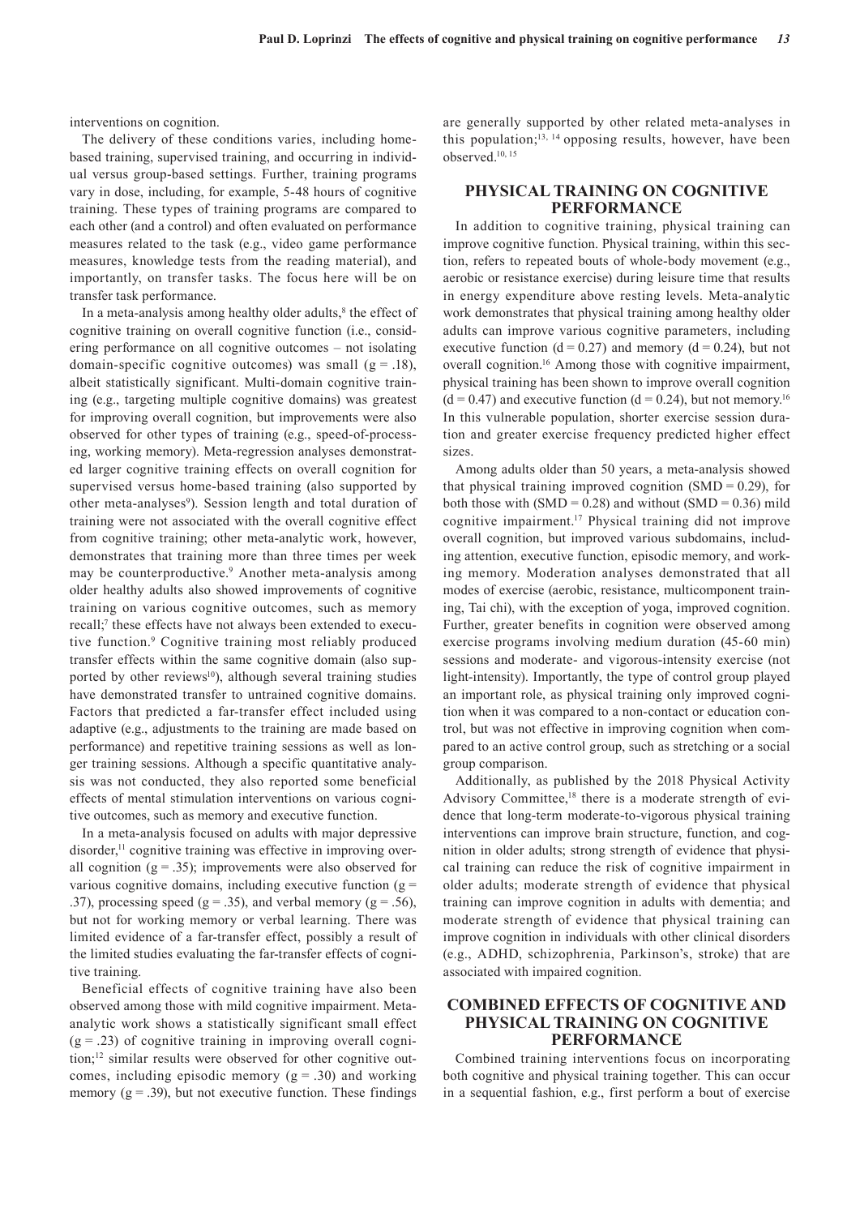interventions on cognition.

The delivery of these conditions varies, including home-based training, supervised training, and occurring in individual versus group-based settings. Further, training programs vary in dose, including, for example, 5-48 hours of cognitive training. These types of training programs are compared to each other (and a control) and often evaluated on performance measures related to the task (e.g., video game performance measures, knowledge tests from the reading material), and importantly, on transfer tasks. The focus here will be on transfer task performance.

In a meta-analysis among healthy older adults,[8] the effect of cognitive training on overall cognitive function (i.e., considering performance on all cognitive outcomes – not isolating domain-specific cognitive outcomes) was small ($g = .18$), albeit statistically significant. Multi-domain cognitive training (e.g., targeting multiple cognitive domains) was greatest for improving overall cognition, but improvements were also observed for other types of training (e.g., speed-of-processing, working memory). Meta-regression analyses demonstrated larger cognitive training effects on overall cognition for supervised versus home-based training (also supported by other meta-analyses[9]). Session length and total duration of training were not associated with the overall cognitive effect from cognitive training; other meta-analytic work, however, demonstrates that training more than three times per week may be counterproductive.[9] Another meta-analysis among older healthy adults also showed improvements of cognitive training on various cognitive outcomes, such as memory recall;[7] these effects have not always been extended to executive function.[9] Cognitive training most reliably produced transfer effects within the same cognitive domain (also supported by other reviews[10]), although several training studies have demonstrated transfer to untrained cognitive domains. Factors that predicted a far-transfer effect included using adaptive (e.g., adjustments to the training are made based on performance) and repetitive training sessions as well as longer training sessions. Although a specific quantitative analysis was not conducted, they also reported some beneficial effects of mental stimulation interventions on various cognitive outcomes, such as memory and executive function.

In a meta-analysis focused on adults with major depressive disorder,[11] cognitive training was effective in improving overall cognition ($g = .35$); improvements were also observed for various cognitive domains, including executive function ($g = .37$), processing speed ($g = .35$), and verbal memory ($g = .56$), but not for working memory or verbal learning. There was limited evidence of a far-transfer effect, possibly a result of the limited studies evaluating the far-transfer effects of cognitive training.

Beneficial effects of cognitive training have also been observed among those with mild cognitive impairment. Meta-analytic work shows a statistically significant small effect ($g = .23$) of cognitive training in improving overall cognition;[12] similar results were observed for other cognitive outcomes, including episodic memory ($g = .30$) and working memory ($g = .39$), but not executive function. These findings are generally supported by other related meta-analyses in this population;[13, 14] opposing results, however, have been observed.[10, 15]

## PHYSICAL TRAINING ON COGNITIVE PERFORMANCE

In addition to cognitive training, physical training can improve cognitive function. Physical training, within this section, refers to repeated bouts of whole-body movement (e.g., aerobic or resistance exercise) during leisure time that results in energy expenditure above resting levels. Meta-analytic work demonstrates that physical training among healthy older adults can improve various cognitive parameters, including executive function ($d = 0.27$) and memory ($d = 0.24$), but not overall cognition.[16] Among those with cognitive impairment, physical training has been shown to improve overall cognition ($d = 0.47$) and executive function ($d = 0.24$), but not memory.[16] In this vulnerable population, shorter exercise session duration and greater exercise frequency predicted higher effect sizes.

Among adults older than 50 years, a meta-analysis showed that physical training improved cognition ($SMD = 0.29$), for both those with ($SMD = 0.28$) and without ($SMD = 0.36$) mild cognitive impairment.[17] Physical training did not improve overall cognition, but improved various subdomains, including attention, executive function, episodic memory, and working memory. Moderation analyses demonstrated that all modes of exercise (aerobic, resistance, multicomponent training, Tai chi), with the exception of yoga, improved cognition. Further, greater benefits in cognition were observed among exercise programs involving medium duration (45-60 min) sessions and moderate- and vigorous-intensity exercise (not light-intensity). Importantly, the type of control group played an important role, as physical training only improved cognition when it was compared to a non-contact or education control, but was not effective in improving cognition when compared to an active control group, such as stretching or a social group comparison.

Additionally, as published by the 2018 Physical Activity Advisory Committee,[18] there is a moderate strength of evidence that long-term moderate-to-vigorous physical training interventions can improve brain structure, function, and cognition in older adults; strong strength of evidence that physical training can reduce the risk of cognitive impairment in older adults; moderate strength of evidence that physical training can improve cognition in adults with dementia; and moderate strength of evidence that physical training can improve cognition in individuals with other clinical disorders (e.g., ADHD, schizophrenia, Parkinson's, stroke) that are associated with impaired cognition.

## COMBINED EFFECTS OF COGNITIVE AND PHYSICAL TRAINING ON COGNITIVE PERFORMANCE

Combined training interventions focus on incorporating both cognitive and physical training together. This can occur in a sequential fashion, e.g., first perform a bout of exercise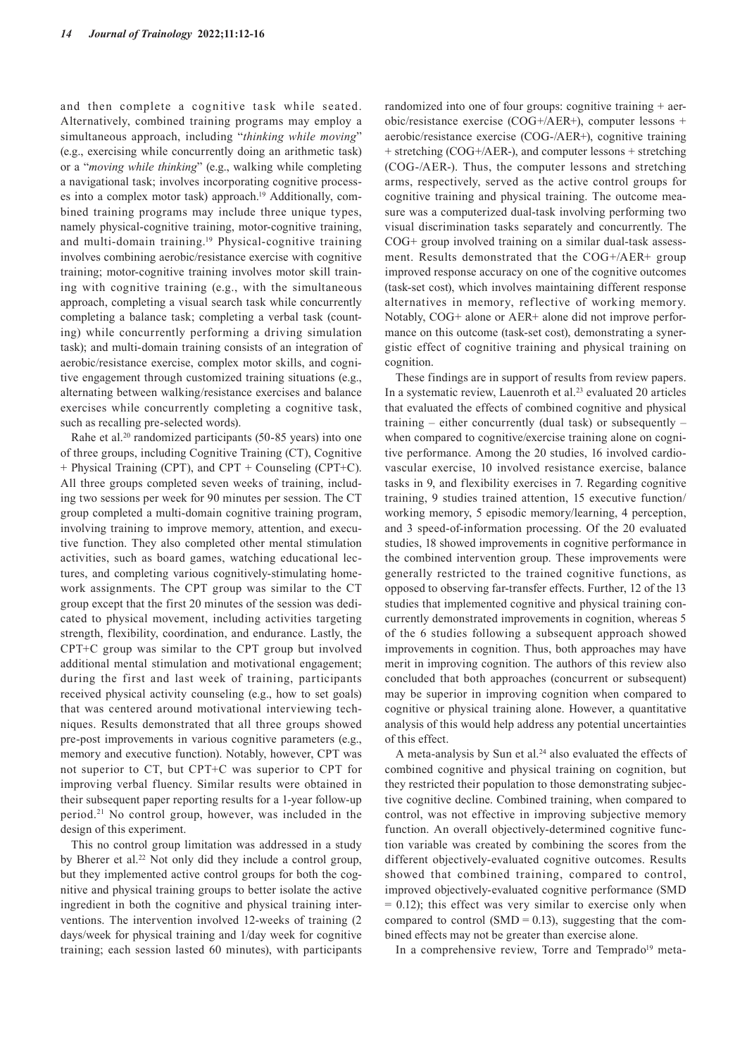and then complete a cognitive task while seated. Alternatively, combined training programs may employ a simultaneous approach, including "*thinking while moving*" (e.g., exercising while concurrently doing an arithmetic task) or a "*moving while thinking*" (e.g., walking while completing a navigational task; involves incorporating cognitive processes into a complex motor task) approach.[19] Additionally, combined training programs may include three unique types, namely physical-cognitive training, motor-cognitive training, and multi-domain training.[19] Physical-cognitive training involves combining aerobic/resistance exercise with cognitive training; motor-cognitive training involves motor skill training with cognitive training (e.g., with the simultaneous approach, completing a visual search task while concurrently completing a balance task; completing a verbal task (counting) while concurrently performing a driving simulation task); and multi-domain training consists of an integration of aerobic/resistance exercise, complex motor skills, and cognitive engagement through customized training situations (e.g., alternating between walking/resistance exercises and balance exercises while concurrently completing a cognitive task, such as recalling pre-selected words).

Rahe et al.[20] randomized participants (50-85 years) into one of three groups, including Cognitive Training (CT), Cognitive + Physical Training (CPT), and CPT + Counseling (CPT+C). All three groups completed seven weeks of training, including two sessions per week for 90 minutes per session. The CT group completed a multi-domain cognitive training program, involving training to improve memory, attention, and executive function. They also completed other mental stimulation activities, such as board games, watching educational lectures, and completing various cognitively-stimulating homework assignments. The CPT group was similar to the CT group except that the first 20 minutes of the session was dedicated to physical movement, including activities targeting strength, flexibility, coordination, and endurance. Lastly, the CPT+C group was similar to the CPT group but involved additional mental stimulation and motivational engagement; during the first and last week of training, participants received physical activity counseling (e.g., how to set goals) that was centered around motivational interviewing techniques. Results demonstrated that all three groups showed pre-post improvements in various cognitive parameters (e.g., memory and executive function). Notably, however, CPT was not superior to CT, but CPT+C was superior to CPT for improving verbal fluency. Similar results were obtained in their subsequent paper reporting results for a 1-year follow-up period.[21] No control group, however, was included in the design of this experiment.

This no control group limitation was addressed in a study by Bherer et al.[22] Not only did they include a control group, but they implemented active control groups for both the cognitive and physical training groups to better isolate the active ingredient in both the cognitive and physical training interventions. The intervention involved 12-weeks of training (2 days/week for physical training and 1/day week for cognitive training; each session lasted 60 minutes), with participants randomized into one of four groups: cognitive training + aerobic/resistance exercise (COG+/AER+), computer lessons + aerobic/resistance exercise (COG-/AER+), cognitive training + stretching (COG+/AER-), and computer lessons + stretching (COG-/AER-). Thus, the computer lessons and stretching arms, respectively, served as the active control groups for cognitive training and physical training. The outcome measure was a computerized dual-task involving performing two visual discrimination tasks separately and concurrently. The COG+ group involved training on a similar dual-task assessment. Results demonstrated that the COG+/AER+ group improved response accuracy on one of the cognitive outcomes (task-set cost), which involves maintaining different response alternatives in memory, reflective of working memory. Notably, COG+ alone or AER+ alone did not improve performance on this outcome (task-set cost), demonstrating a synergistic effect of cognitive training and physical training on cognition.

These findings are in support of results from review papers. In a systematic review, Lauenroth et al.[23] evaluated 20 articles that evaluated the effects of combined cognitive and physical training – either concurrently (dual task) or subsequently – when compared to cognitive/exercise training alone on cognitive performance. Among the 20 studies, 16 involved cardiovascular exercise, 10 involved resistance exercise, balance tasks in 9, and flexibility exercises in 7. Regarding cognitive training, 9 studies trained attention, 15 executive function/working memory, 5 episodic memory/learning, 4 perception, and 3 speed-of-information processing. Of the 20 evaluated studies, 18 showed improvements in cognitive performance in the combined intervention group. These improvements were generally restricted to the trained cognitive functions, as opposed to observing far-transfer effects. Further, 12 of the 13 studies that implemented cognitive and physical training concurrently demonstrated improvements in cognition, whereas 5 of the 6 studies following a subsequent approach showed improvements in cognition. Thus, both approaches may have merit in improving cognition. The authors of this review also concluded that both approaches (concurrent or subsequent) may be superior in improving cognition when compared to cognitive or physical training alone. However, a quantitative analysis of this would help address any potential uncertainties of this effect.

A meta-analysis by Sun et al.[24] also evaluated the effects of combined cognitive and physical training on cognition, but they restricted their population to those demonstrating subjective cognitive decline. Combined training, when compared to control, was not effective in improving subjective memory function. An overall objectively-determined cognitive function variable was created by combining the scores from the different objectively-evaluated cognitive outcomes. Results showed that combined training, compared to control, improved objectively-evaluated cognitive performance (SMD = 0.12); this effect was very similar to exercise only when compared to control (SMD = 0.13), suggesting that the combined effects may not be greater than exercise alone.

In a comprehensive review, Torre and Temprado[19] meta-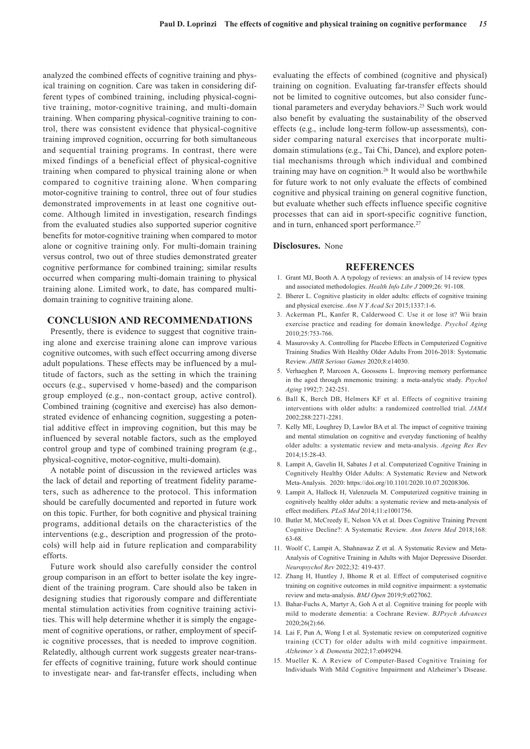analyzed the combined effects of cognitive training and physical training on cognition. Care was taken in considering different types of combined training, including physical-cognitive training, motor-cognitive training, and multi-domain training. When comparing physical-cognitive training to control, there was consistent evidence that physical-cognitive training improved cognition, occurring for both simultaneous and sequential training programs. In contrast, there were mixed findings of a beneficial effect of physical-cognitive training when compared to physical training alone or when compared to cognitive training alone. When comparing motor-cognitive training to control, three out of four studies demonstrated improvements in at least one cognitive outcome. Although limited in investigation, research findings from the evaluated studies also supported superior cognitive benefits for motor-cognitive training when compared to motor alone or cognitive training only. For multi-domain training versus control, two out of three studies demonstrated greater cognitive performance for combined training; similar results occurred when comparing multi-domain training to physical training alone. Limited work, to date, has compared multi-domain training to cognitive training alone.

## CONCLUSION AND RECOMMENDATIONS

Presently, there is evidence to suggest that cognitive training alone and exercise training alone can improve various cognitive outcomes, with such effect occurring among diverse adult populations. These effects may be influenced by a multitude of factors, such as the setting in which the training occurs (e.g., supervised v home-based) and the comparison group employed (e.g., non-contact group, active control). Combined training (cognitive and exercise) has also demonstrated evidence of enhancing cognition, suggesting a potential additive effect in improving cognition, but this may be influenced by several notable factors, such as the employed control group and type of combined training program (e.g., physical-cognitive, motor-cognitive, multi-domain).

A notable point of discussion in the reviewed articles was the lack of detail and reporting of treatment fidelity parameters, such as adherence to the protocol. This information should be carefully documented and reported in future work on this topic. Further, for both cognitive and physical training programs, additional details on the characteristics of the interventions (e.g., description and progression of the protocols) will help aid in future replication and comparability efforts.

Future work should also carefully consider the control group comparison in an effort to better isolate the key ingredient of the training program. Care should also be taken in designing studies that rigorously compare and differentiate mental stimulation activities from cognitive training activities. This will help determine whether it is simply the engagement of cognitive operations, or rather, employment of specific cognitive processes, that is needed to improve cognition. Relatedly, although current work suggests greater near-transfer effects of cognitive training, future work should continue to investigate near- and far-transfer effects, including when evaluating the effects of combined (cognitive and physical) training on cognition. Evaluating far-transfer effects should not be limited to cognitive outcomes, but also consider functional parameters and everyday behaviors.[25] Such work would also benefit by evaluating the sustainability of the observed effects (e.g., include long-term follow-up assessments), consider comparing natural exercises that incorporate multi-domain stimulations (e.g., Tai Chi, Dance), and explore potential mechanisms through which individual and combined training may have on cognition.[26] It would also be worthwhile for future work to not only evaluate the effects of combined cognitive and physical training on general cognitive function, but evaluate whether such effects influence specific cognitive processes that can aid in sport-specific cognitive function, and in turn, enhanced sport performance.[27]

**Disclosures.** None

## REFERENCES

1. Grant MJ, Booth A. A typology of reviews: an analysis of 14 review types and associated methodologies. *Health Info Libr J* 2009;26: 91-108.
2. Bherer L. Cognitive plasticity in older adults: effects of cognitive training and physical exercise. *Ann N Y Acad Sci* 2015;1337:1-6.
3. Ackerman PL, Kanfer R, Calderwood C. Use it or lose it? Wii brain exercise practice and reading for domain knowledge. *Psychol Aging* 2010;25:753-766.
4. Masurovsky A. Controlling for Placebo Effects in Computerized Cognitive Training Studies With Healthy Older Adults From 2016-2018: Systematic Review. *JMIR Serious Games* 2020;8:e14030.
5. Verhaeghen P, Marcoen A, Goossens L. Improving memory performance in the aged through mnemonic training: a meta-analytic study. *Psychol Aging* 1992;7: 242-251.
6. Ball K, Berch DB, Helmers KF et al. Effects of cognitive training interventions with older adults: a randomized controlled trial. *JAMA* 2002;288:2271-2281.
7. Kelly ME, Loughrey D, Lawlor BA et al. The impact of cognitive training and mental stimulation on cognitive and everyday functioning of healthy older adults: a systematic review and meta-analysis. *Ageing Res Rev* 2014;15:28-43.
8. Lampit A, Gavelin H, Sabates J et al. Computerized Cognitive Training in Cognitively Healthy Older Adults: A Systematic Review and Network Meta-Analysis. 2020: https://doi.org/10.1101/2020.10.07.20208306.
9. Lampit A, Hallock H, Valenzuela M. Computerized cognitive training in cognitively healthy older adults: a systematic review and meta-analysis of effect modifiers. *PLoS Med* 2014;11:e1001756.
10. Butler M, McCreedy E, Nelson VA et al. Does Cognitive Training Prevent Cognitive Decline?: A Systematic Review. *Ann Intern Med* 2018;168: 63-68.
11. Woolf C, Lampit A, Shahnawaz Z et al. A Systematic Review and Meta-Analysis of Cognitive Training in Adults with Major Depressive Disorder. *Neuropsychol Rev* 2022;32: 419-437.
12. Zhang H, Huntley J, Bhome R et al. Effect of computerised cognitive training on cognitive outcomes in mild cognitive impairment: a systematic review and meta-analysis. *BMJ Open* 2019;9:e027062.
13. Bahar-Fuchs A, Martyr A, Goh A et al. Cognitive training for people with mild to moderate dementia: a Cochrane Review. *BJPsych Advances* 2020;26(2):66.
14. Lai F, Pun A, Wong I et al. Systematic review on computerized cognitive training (CCT) for older adults with mild cognitive impairment. *Alzheimer's & Dementia* 2022;17:e049294.
15. Mueller K. A Review of Computer-Based Cognitive Training for Individuals With Mild Cognitive Impairment and Alzheimer's Disease.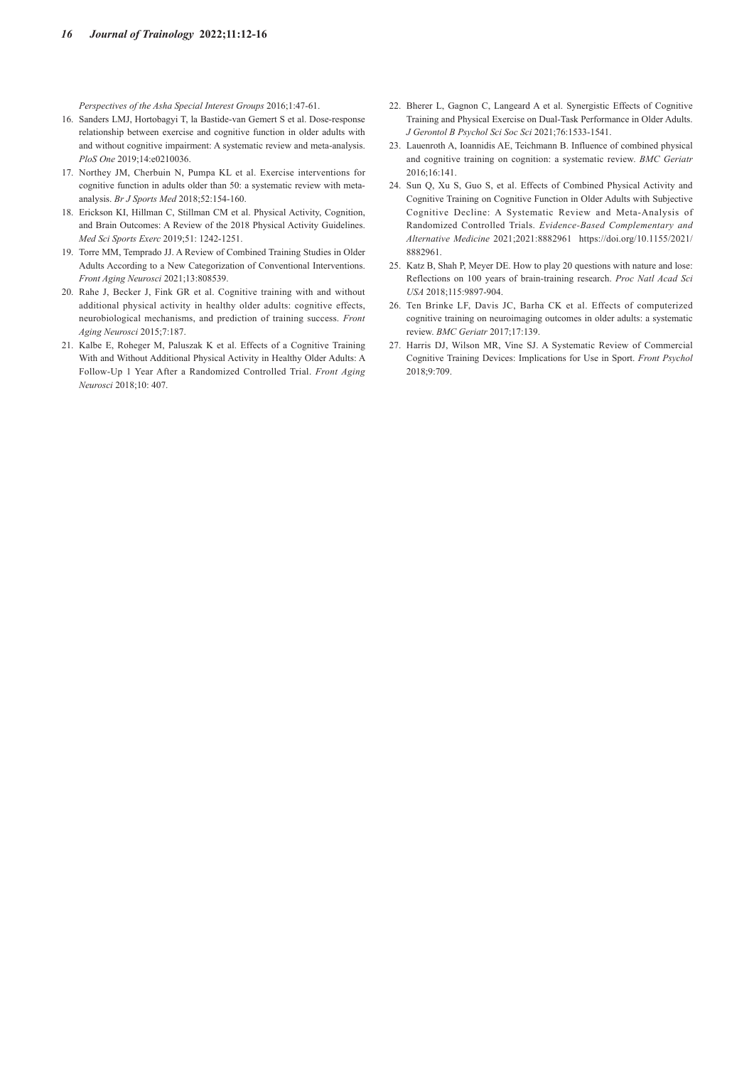*Perspectives of the Asha Special Interest Groups* 2016;1:47-61.

16. Sanders LMJ, Hortobagyi T, la Bastide-van Gemert S et al. Dose-response relationship between exercise and cognitive function in older adults with and without cognitive impairment: A systematic review and meta-analysis. *PloS One* 2019;14:e0210036.
17. Northey JM, Cherbuin N, Pumpa KL et al. Exercise interventions for cognitive function in adults older than 50: a systematic review with meta-analysis. *Br J Sports Med* 2018;52:154-160.
18. Erickson KI, Hillman C, Stillman CM et al. Physical Activity, Cognition, and Brain Outcomes: A Review of the 2018 Physical Activity Guidelines. *Med Sci Sports Exerc* 2019;51: 1242-1251.
19. Torre MM, Temprado JJ. A Review of Combined Training Studies in Older Adults According to a New Categorization of Conventional Interventions. *Front Aging Neurosci* 2021;13:808539.
20. Rahe J, Becker J, Fink GR et al. Cognitive training with and without additional physical activity in healthy older adults: cognitive effects, neurobiological mechanisms, and prediction of training success. *Front Aging Neurosci* 2015;7:187.
21. Kalbe E, Roheger M, Paluszak K et al. Effects of a Cognitive Training With and Without Additional Physical Activity in Healthy Older Adults: A Follow-Up 1 Year After a Randomized Controlled Trial. *Front Aging Neurosci* 2018;10: 407.
22. Bherer L, Gagnon C, Langeard A et al. Synergistic Effects of Cognitive Training and Physical Exercise on Dual-Task Performance in Older Adults. *J Gerontol B Psychol Sci Soc Sci* 2021;76:1533-1541.
23. Lauenroth A, Ioannidis AE, Teichmann B. Influence of combined physical and cognitive training on cognition: a systematic review. *BMC Geriatr* 2016;16:141.
24. Sun Q, Xu S, Guo S, et al. Effects of Combined Physical Activity and Cognitive Training on Cognitive Function in Older Adults with Subjective Cognitive Decline: A Systematic Review and Meta-Analysis of Randomized Controlled Trials. *Evidence-Based Complementary and Alternative Medicine* 2021;2021:8882961 https://doi.org/10.1155/2021/8882961.
25. Katz B, Shah P, Meyer DE. How to play 20 questions with nature and lose: Reflections on 100 years of brain-training research. *Proc Natl Acad Sci USA* 2018;115:9897-904.
26. Ten Brinke LF, Davis JC, Barha CK et al. Effects of computerized cognitive training on neuroimaging outcomes in older adults: a systematic review. *BMC Geriatr* 2017;17:139.
27. Harris DJ, Wilson MR, Vine SJ. A Systematic Review of Commercial Cognitive Training Devices: Implications for Use in Sport. *Front Psychol* 2018;9:709.